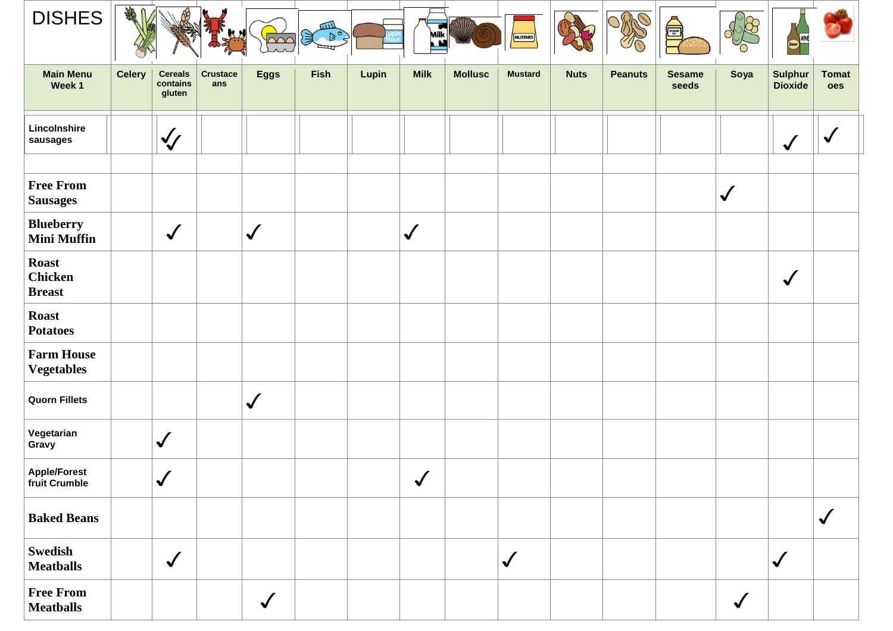| DISHES | | | | | | | | | | | | | | |
|---|---|---|---|---|---|---|---|---|---|---|---|---|---|---|
| Main Menu Week 1 | Celery | Cereals contains gluten | Crustaceans | Eggs | Fish | Lupin | Milk | Mollusc | Mustard | Nuts | Peanuts | Sesame seeds | Soya | Sulphur Dioxide | Tomatoes |
| Lincolnshire sausages | | ✓ | | | | | | | | | | | | ✓ | ✓ |
| | | | | | | | | | | | | | | | |
| **Free From Sausages** | | | | | | | | | | | | | ✓ | | |
| **Blueberry Mini Muffin** | | ✓ | | ✓ | | | ✓ | | | | | | | | |
| **Roast Chicken Breast** | | | | | | | | | | | | | | ✓ | |
| **Roast Potatoes** | | | | | | | | | | | | | | | |
| **Farm House Vegetables** | | | | | | | | | | | | | | | |
| Quorn Fillets | | | | ✓ | | | | | | | | | | | |
| Vegetarian Gravy | | ✓ | | | | | | | | | | | | | |
| Apple/Forest fruit Crumble | | ✓ | | | | | ✓ | | | | | | | | |
| **Baked Beans** | | | | | | | | | | | | | | | ✓ |
| **Swedish Meatballs** | | ✓ | | | | | | | ✓ | | | | | ✓ | |
| **Free From Meatballs** | | | | ✓ | | | | | | | | | ✓ | | |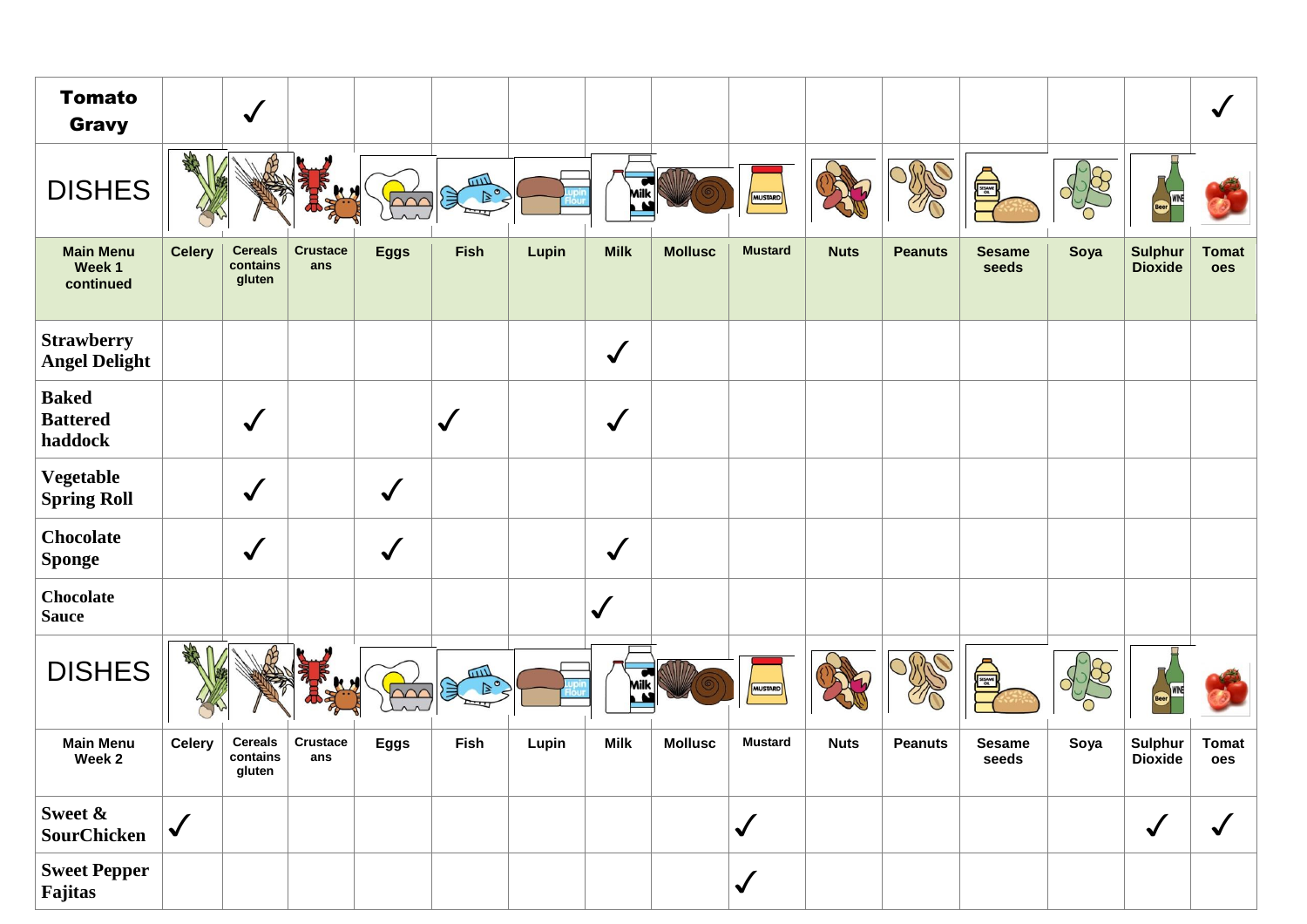| Tomato Gravy | | ✓ | | | | | | | | | | | | | ✓ |
|---|---|---|---|---|---|---|---|---|---|---|---|---|---|---|---|
| DISHES | | | | | | | | | | | | | | | |
| Main Menu Week 1 continued | Celery | Cereals contains gluten | Crustaceans | Eggs | Fish | Lupin | Milk | Mollusc | Mustard | Nuts | Peanuts | Sesame seeds | Soya | Sulphur Dioxide | Tomatoes |
| Strawberry Angel Delight | | | | | | | ✓ | | | | | | | | |
| Baked Battered haddock | | ✓ | | | ✓ | | ✓ | | | | | | | | |
| Vegetable Spring Roll | | ✓ | | ✓ | | | | | | | | | | | |
| Chocolate Sponge | | ✓ | | ✓ | | | ✓ | | | | | | | | |
| Chocolate Sauce | | | | | | | ✓ | | | | | | | | |

| DISHES | | | | | | | | | | | | | | | |
|---|---|---|---|---|---|---|---|---|---|---|---|---|---|---|---|
| Main Menu Week 2 | Celery | Cereals contains gluten | Crustaceans | Eggs | Fish | Lupin | Milk | Mollusc | Mustard | Nuts | Peanuts | Sesame seeds | Soya | Sulphur Dioxide | Tomatoes |
| Sweet & SourChicken | ✓ | | | | | | | | ✓ | | | | | ✓ | ✓ |
| Sweet Pepper Fajitas | | | | | | | | | ✓ | | | | | | |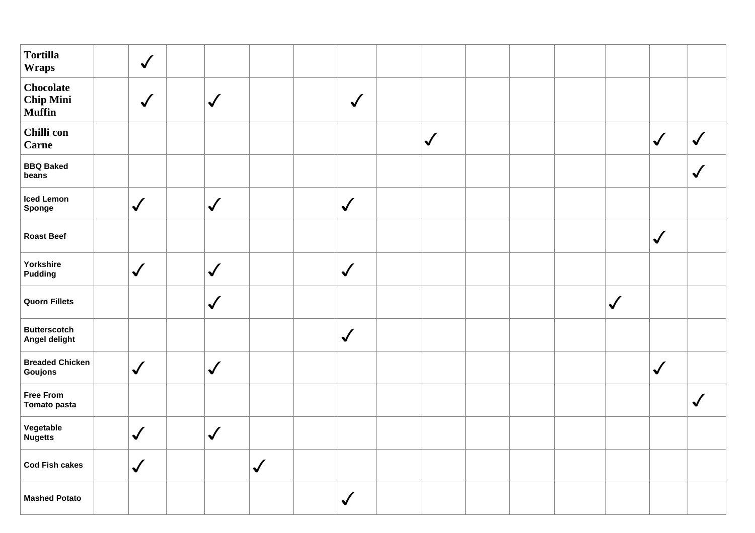| Tortilla Wraps | | ✓ | | | | | | | | | | | | | |
|---|---|---|---|---|---|---|---|---|---|---|---|---|---|---|---|
| Chocolate Chip Mini Muffin | | ✓ | | ✓ | | | ✓ | | | | | | | | |
| Chilli con Carne | | | | | | | | | ✓ | | | | | ✓ | ✓ |
| BBQ Baked beans | | | | | | | | | | | | | | | ✓ |
| Iced Lemon Sponge | | ✓ | | ✓ | | | ✓ | | | | | | | | |
| Roast Beef | | | | | | | | | | | | | | ✓ | |
| Yorkshire Pudding | | ✓ | | ✓ | | | ✓ | | | | | | | | |
| Quorn Fillets | | | | ✓ | | | | | | | | | ✓ | | |
| Butterscotch Angel delight | | | | | | | ✓ | | | | | | | | |
| Breaded Chicken Goujons | | ✓ | | ✓ | | | | | | | | | | ✓ | |
| Free From Tomato pasta | | | | | | | | | | | | | | | ✓ |
| Vegetable Nugetts | | ✓ | | ✓ | | | | | | | | | | | |
| Cod Fish cakes | | ✓ | | | ✓ | | | | | | | | | | |
| Mashed Potato | | | | | | | ✓ | | | | | | | | |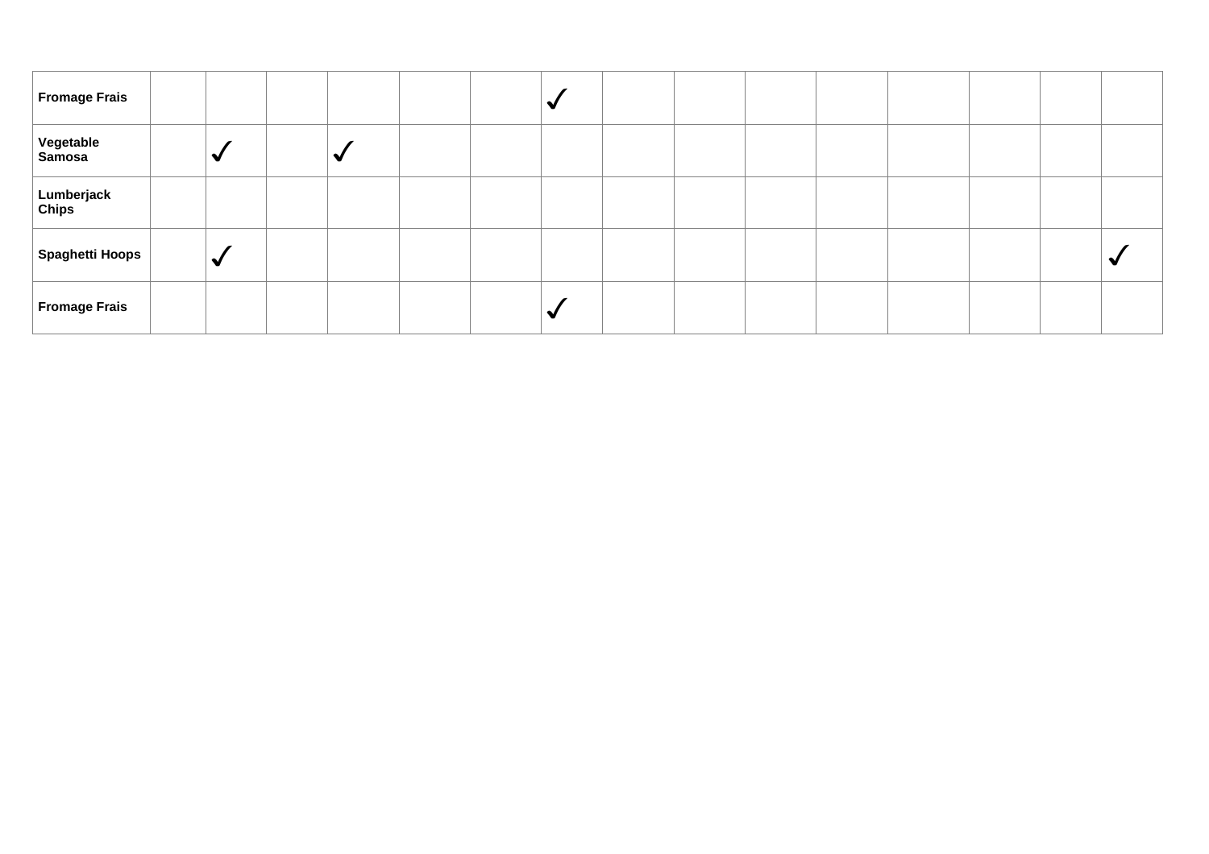| Fromage Frais | | | | | | | ✓ | | | | | | | | |
|---|---|---|---|---|---|---|---|---|---|---|---|---|---|---|---|
| **Vegetable Samosa** | | ✓ | | ✓ | | | | | | | | | | | |
| **Lumberjack Chips** | | | | | | | | | | | | | | | |
| **Spaghetti Hoops** | | ✓ | | | | | | | | | | | | | ✓ |
| **Fromage Frais** | | | | | | | ✓ | | | | | | | | |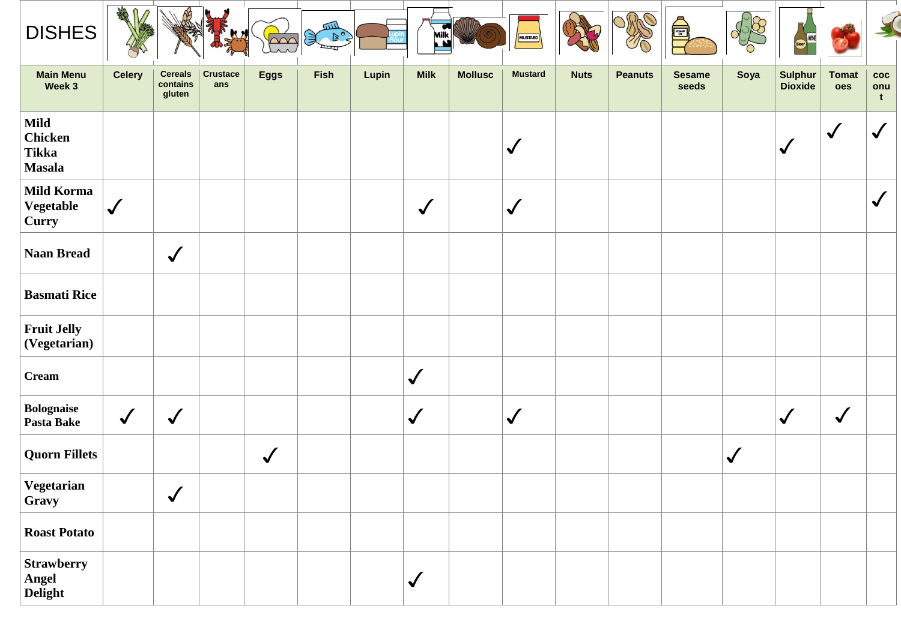| DISHES | | | | | | | | | | | | | | | | |
|---|---|---|---|---|---|---|---|---|---|---|---|---|---|---|---|---|
| **Main Menu Week 3** | **Celery** | **Cereals contains gluten** | **Crustaceans** | **Eggs** | **Fish** | **Lupin** | **Milk** | **Mollusc** | **Mustard** | **Nuts** | **Peanuts** | **Sesame seeds** | **Soya** | **Sulphur Dioxide** | **Tomatoes** | **coconut** |
| **Mild Chicken Tikka Masala** | | | | | | | | | ✓ | | | | | ✓ | ✓ | ✓ |
| **Mild Korma Vegetable Curry** | ✓ | | | | | | ✓ | | ✓ | | | | | | | ✓ |
| **Naan Bread** | | ✓ | | | | | | | | | | | | | | |
| **Basmati Rice** | | | | | | | | | | | | | | | | |
| **Fruit Jelly (Vegetarian)** | | | | | | | | | | | | | | | | |
| **Cream** | | | | | | | ✓ | | | | | | | | | |
| **Bolognaise Pasta Bake** | ✓ | ✓ | | | | | ✓ | | ✓ | | | | | ✓ | ✓ | |
| **Quorn Fillets** | | | | ✓ | | | | | | | | | ✓ | | | |
| **Vegetarian Gravy** | | ✓ | | | | | | | | | | | | | | |
| **Roast Potato** | | | | | | | | | | | | | | | | |
| **Strawberry Angel Delight** | | | | | | | ✓ | | | | | | | | | |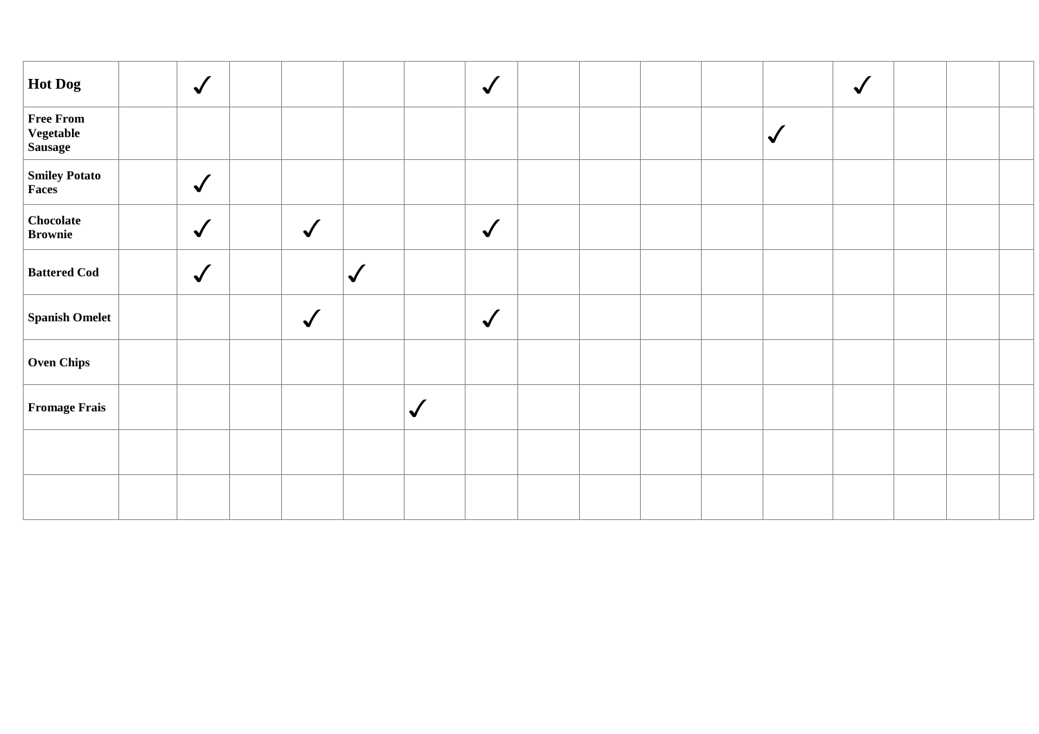| | | | | | | | | | | | | | | | | |
|---|---|---|---|---|---|---|---|---|---|---|---|---|---|---|---|---|
| **Hot Dog** | | ✓ | | | | | ✓ | | | | | | ✓ | | | |
| **Free From Vegetable Sausage** | | | | | | | | | | | | ✓ | | | | |
| **Smiley Potato Faces** | | ✓ | | | | | | | | | | | | | | |
| **Chocolate Brownie** | | ✓ | | ✓ | | | ✓ | | | | | | | | | |
| **Battered Cod** | | ✓ | | | ✓ | | | | | | | | | | | |
| **Spanish Omelet** | | | | ✓ | | | ✓ | | | | | | | | | |
| **Oven Chips** | | | | | | | | | | | | | | | | |
| **Fromage Frais** | | | | | | ✓ | | | | | | | | | | |
| | | | | | | | | | | | | | | | | |
| | | | | | | | | | | | | | | | | |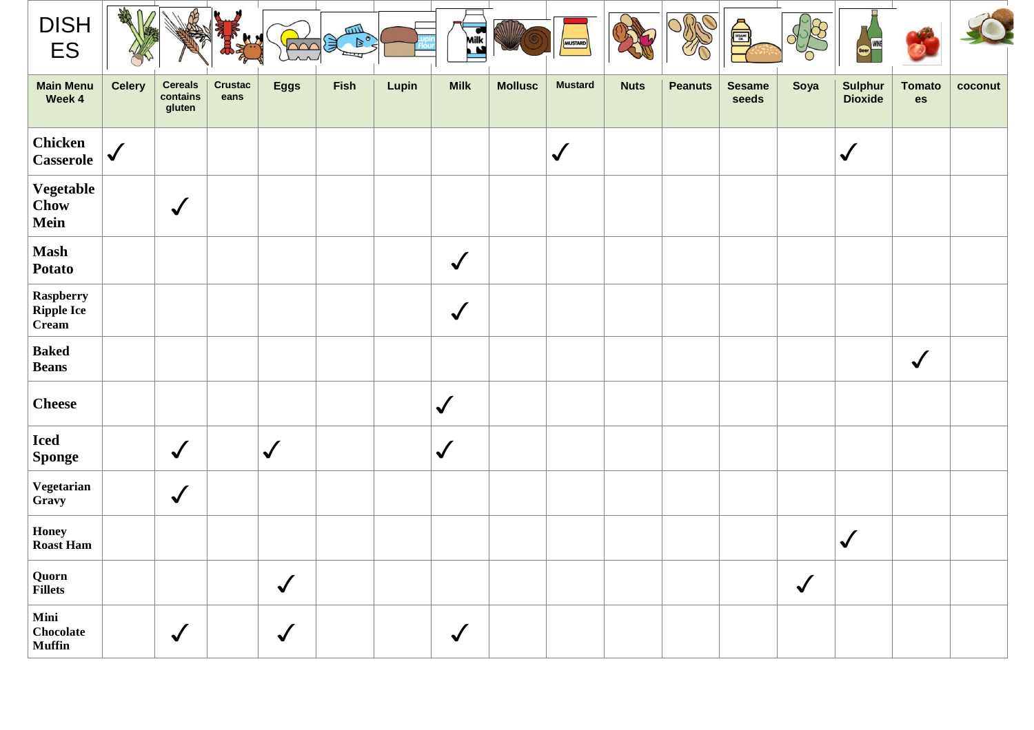| DISHES Main Menu Week 4 | Celery | Cereals contains gluten | Crustaceans | Eggs | Fish | Lupin | Milk | Mollusc | Mustard | Nuts | Peanuts | Sesame seeds | Soya | Sulphur Dioxide | Tomatoes | coconut |
|---|---|---|---|---|---|---|---|---|---|---|---|---|---|---|---|---|
| **Chicken Casserole** | ✓ | | | | | | | | ✓ | | | | | ✓ | | |
| **Vegetable Chow Mein** | | ✓ | | | | | | | | | | | | | | |
| **Mash Potato** | | | | | | | ✓ | | | | | | | | | |
| **Raspberry Ripple Ice Cream** | | | | | | | ✓ | | | | | | | | | |
| **Baked Beans** | | | | | | | | | | | | | | | ✓ | |
| **Cheese** | | | | | | | ✓ | | | | | | | | | |
| **Iced Sponge** | | ✓ | | ✓ | | | ✓ | | | | | | | | | |
| **Vegetarian Gravy** | | ✓ | | | | | | | | | | | | | | |
| **Honey Roast Ham** | | | | | | | | | | | | | | ✓ | | |
| **Quorn Fillets** | | | | ✓ | | | | | | | | | ✓ | | | |
| **Mini Chocolate Muffin** | | ✓ | | ✓ | | | ✓ | | | | | | | | | |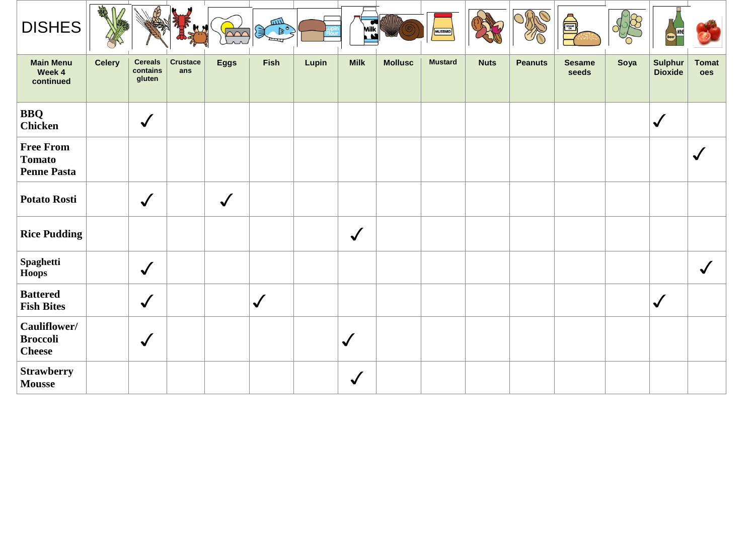| DISHES | | | | | | | | | | | | | | |
|---|---|---|---|---|---|---|---|---|---|---|---|---|---|---|
| **Main Menu Week 4 continued** | **Celery** | **Cereals contains gluten** | **Crustaceans** | **Eggs** | **Fish** | **Lupin** | **Milk** | **Mollusc** | **Mustard** | **Nuts** | **Peanuts** | **Sesame seeds** | **Soya** | **Sulphur Dioxide** | **Tomatoes** |
| **BBQ Chicken** | | ✓ | | | | | | | | | | | | ✓ | |
| **Free From Tomato Penne Pasta** | | | | | | | | | | | | | | | ✓ |
| **Potato Rosti** | | ✓ | | ✓ | | | | | | | | | | | |
| **Rice Pudding** | | | | | | | ✓ | | | | | | | | |
| **Spaghetti Hoops** | | ✓ | | | | | | | | | | | | | ✓ |
| **Battered Fish Bites** | | ✓ | | | ✓ | | | | | | | | | ✓ | |
| **Cauliflower/ Broccoli Cheese** | | ✓ | | | | | ✓ | | | | | | | | |
| **Strawberry Mousse** | | | | | | | ✓ | | | | | | | | |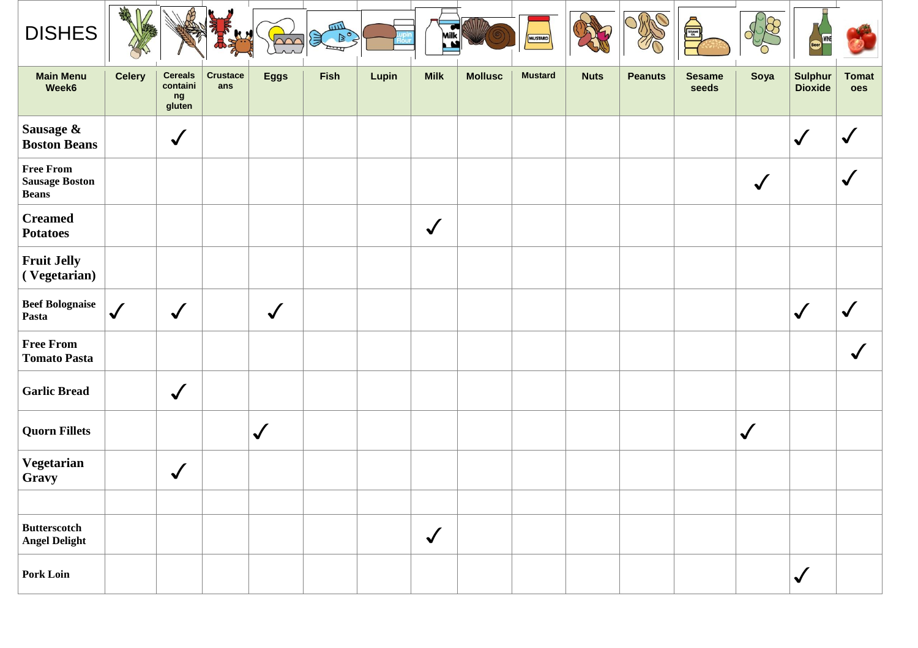| DISHES | | | | | | | | | | | | | | | |
|---|---|---|---|---|---|---|---|---|---|---|---|---|---|---|---|
| Main Menu Week6 | Celery | Cereals containing gluten | Crustaceans | Eggs | Fish | Lupin | Milk | Mollusc | Mustard | Nuts | Peanuts | Sesame seeds | Soya | Sulphur Dioxide | Tomatoes |
| **Sausage & Boston Beans** | | ✓ | | | | | | | | | | | | ✓ | ✓ |
| **Free From Sausage Boston Beans** | | | | | | | | | | | | | ✓ | | ✓ |
| **Creamed Potatoes** | | | | | | | ✓ | | | | | | | | |
| **Fruit Jelly ( Vegetarian)** | | | | | | | | | | | | | | | |
| **Beef Bolognaise Pasta** | ✓ | ✓ | | ✓ | | | | | | | | | | ✓ | ✓ |
| **Free From Tomato Pasta** | | | | | | | | | | | | | | | ✓ |
| **Garlic Bread** | | ✓ | | | | | | | | | | | | | |
| **Quorn Fillets** | | | | ✓ | | | | | | | | | ✓ | | |
| **Vegetarian Gravy** | | ✓ | | | | | | | | | | | | | |
| | | | | | | | | | | | | | | | |
| **Butterscotch Angel Delight** | | | | | | | ✓ | | | | | | | | |
| **Pork Loin** | | | | | | | | | | | | | | ✓ | |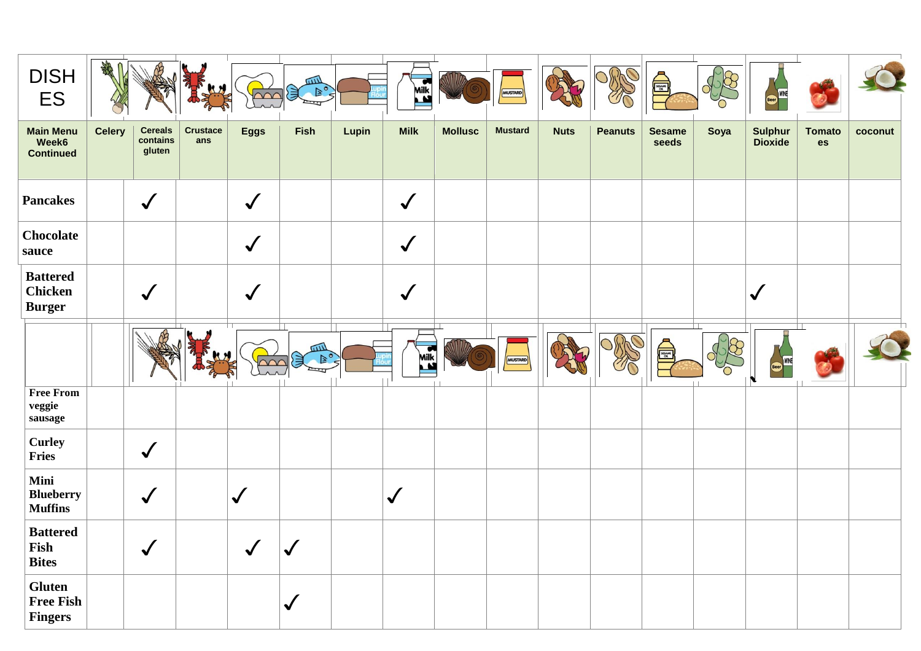| DISHES | | | | | | | | | | | | | | | |
|---|---|---|---|---|---|---|---|---|---|---|---|---|---|---|---|
| Main Menu Week6 Continued | Celery | Cereals contains gluten | Crustaceans | Eggs | Fish | Lupin | Milk | Mollusc | Mustard | Nuts | Peanuts | Sesame seeds | Soya | Sulphur Dioxide | Tomatoes | coconut |
| Pancakes | | ✓ | | ✓ | | | ✓ | | | | | | | | | |
| Chocolate sauce | | | | ✓ | | | ✓ | | | | | | | | | |
| Battered Chicken Burger | | ✓ | | ✓ | | | ✓ | | | | | | | ✓ | | |
| Free From veggie sausage | | | | | | | | | | | | | | | | |
| Curley Fries | | ✓ | | | | | | | | | | | | | | |
| Mini Blueberry Muffins | | ✓ | | ✓ | | | ✓ | | | | | | | | | |
| Battered Fish Bites | | ✓ | | ✓ | ✓ | | | | | | | | | | | |
| Gluten Free Fish Fingers | | | | | ✓ | | | | | | | | | | | |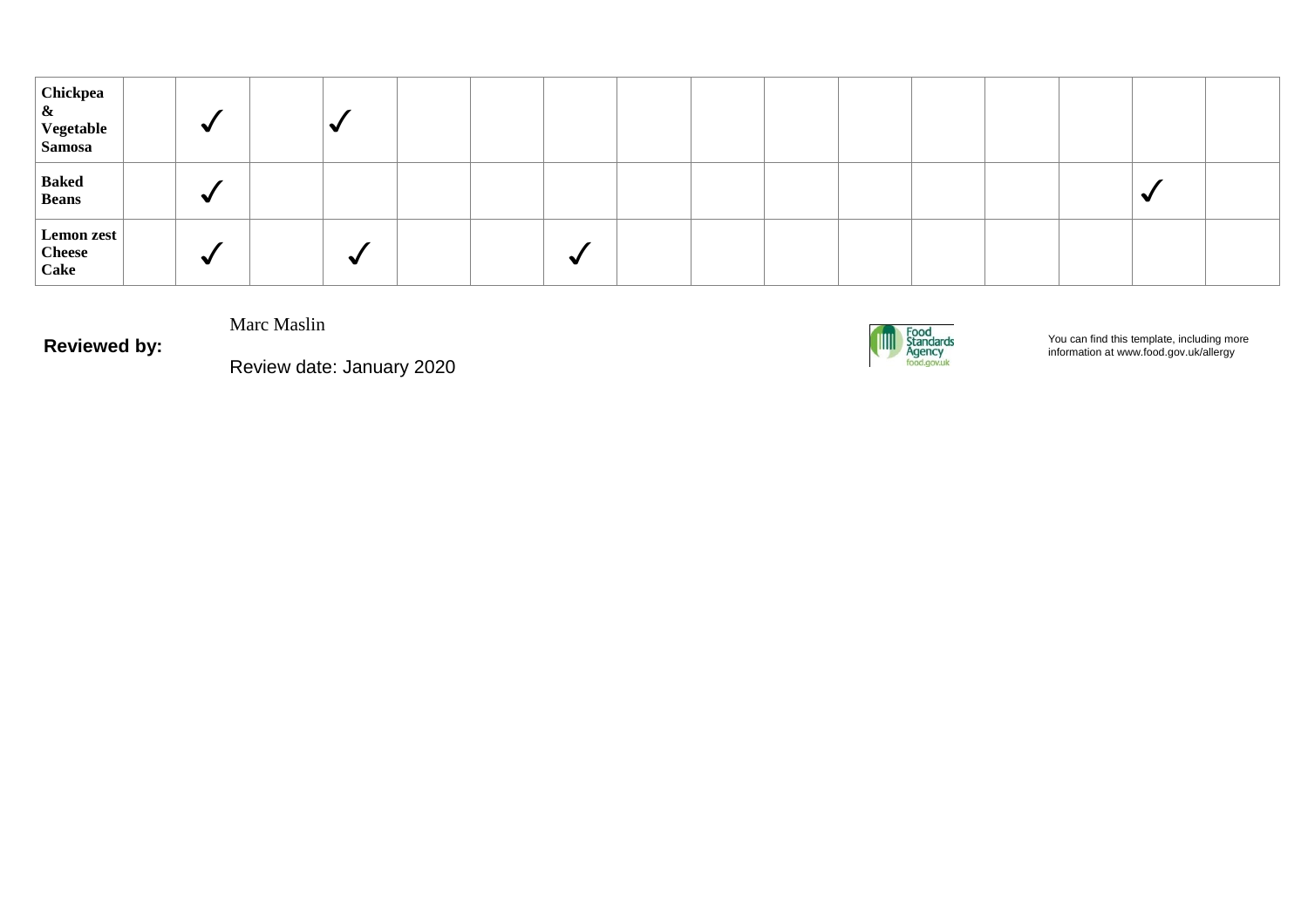| | | | | | | | | | | | | | | | | |
|---|---|---|---|---|---|---|---|---|---|---|---|---|---|---|---|---|
| **Chickpea & Vegetable Samosa** | | ✓ | | ✓ | | | | | | | | | | | | |
| **Baked Beans** | | ✓ | | | | | | | | | | | | | ✓ | |
| **Lemon zest Cheese Cake** | | ✓ | | ✓ | | | ✓ | | | | | | | | | |

**Reviewed by:** Marc Maslin

Review date: January 2020

Food Standards Agency food.gov.uk

You can find this template, including more information at www.food.gov.uk/allergy